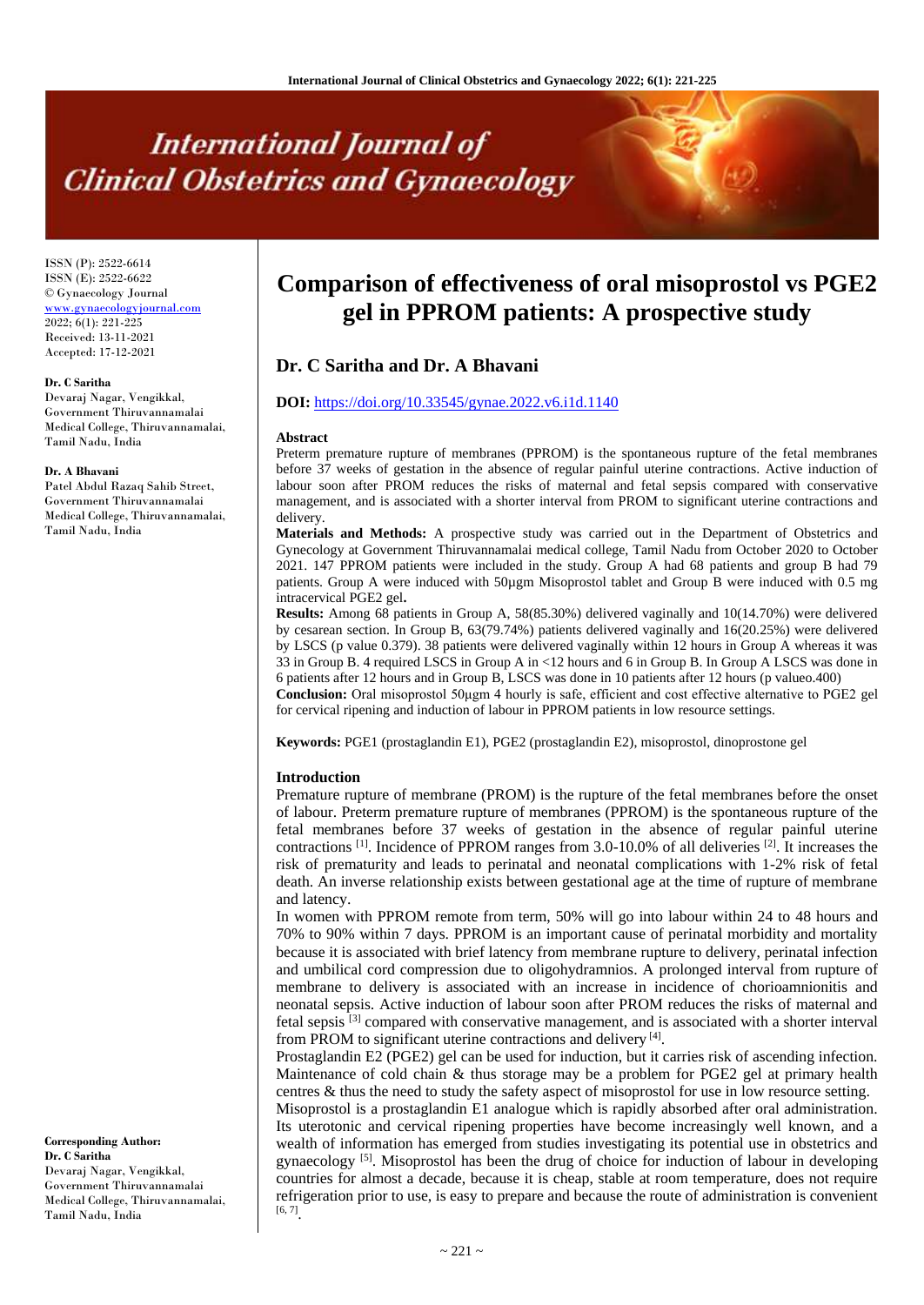# Comparison of effectiveness of oral misoprostol vs PGE2 gel in PPROM patients: A prospective study

ISSN (P): 2522-6614
ISSN (E): 2522-6622
© Gynaecology Journal
www.gynaecologyjournal.com
2022; 6(1): 221-225
Received: 13-11-2021
Accepted: 17-12-2021

**Dr. C Saritha**
Devaraj Nagar, Vengikkal, Government Thiruvannamalai Medical College, Thiruvannamalai, Tamil Nadu, India

**Dr. A Bhavani**
Patel Abdul Razaq Sahib Street, Government Thiruvannamalai Medical College, Thiruvannamalai, Tamil Nadu, India

**Corresponding Author:**
**Dr. C Saritha**
Devaraj Nagar, Vengikkal, Government Thiruvannamalai Medical College, Thiruvannamalai, Tamil Nadu, India

## Dr. C Saritha and Dr. A Bhavani

**DOI:** https://doi.org/10.33545/gynae.2022.v6.i1d.1140

### Abstract

Preterm premature rupture of membranes (PPROM) is the spontaneous rupture of the fetal membranes before 37 weeks of gestation in the absence of regular painful uterine contractions. Active induction of labour soon after PROM reduces the risks of maternal and fetal sepsis compared with conservative management, and is associated with a shorter interval from PROM to significant uterine contractions and delivery.

**Materials and Methods:** A prospective study was carried out in the Department of Obstetrics and Gynecology at Government Thiruvannamalai medical college, Tamil Nadu from October 2020 to October 2021. 147 PPROM patients were included in the study. Group A had 68 patients and group B had 79 patients. Group A were induced with 50µgm Misoprostol tablet and Group B were induced with 0.5 mg intracervical PGE2 gel**.**

**Results:** Among 68 patients in Group A, 58(85.30%) delivered vaginally and 10(14.70%) were delivered by cesarean section. In Group B, 63(79.74%) patients delivered vaginally and 16(20.25%) were delivered by LSCS (p value 0.379). 38 patients were delivered vaginally within 12 hours in Group A whereas it was 33 in Group B. 4 required LSCS in Group A in <12 hours and 6 in Group B. In Group A LSCS was done in 6 patients after 12 hours and in Group B, LSCS was done in 10 patients after 12 hours (p valueo.400)

**Conclusion:** Oral misoprostol 50µgm 4 hourly is safe, efficient and cost effective alternative to PGE2 gel for cervical ripening and induction of labour in PPROM patients in low resource settings.

**Keywords:** PGE1 (prostaglandin E1), PGE2 (prostaglandin E2), misoprostol, dinoprostone gel

### Introduction

Premature rupture of membrane (PROM) is the rupture of the fetal membranes before the onset of labour. Preterm premature rupture of membranes (PPROM) is the spontaneous rupture of the fetal membranes before 37 weeks of gestation in the absence of regular painful uterine contractions [1]. Incidence of PPROM ranges from 3.0-10.0% of all deliveries [2]. It increases the risk of prematurity and leads to perinatal and neonatal complications with 1-2% risk of fetal death. An inverse relationship exists between gestational age at the time of rupture of membrane and latency.

In women with PPROM remote from term, 50% will go into labour within 24 to 48 hours and 70% to 90% within 7 days. PPROM is an important cause of perinatal morbidity and mortality because it is associated with brief latency from membrane rupture to delivery, perinatal infection and umbilical cord compression due to oligohydramnios. A prolonged interval from rupture of membrane to delivery is associated with an increase in incidence of chorioamnionitis and neonatal sepsis. Active induction of labour soon after PROM reduces the risks of maternal and fetal sepsis [3] compared with conservative management, and is associated with a shorter interval from PROM to significant uterine contractions and delivery [4].

Prostaglandin E2 (PGE2) gel can be used for induction, but it carries risk of ascending infection. Maintenance of cold chain & thus storage may be a problem for PGE2 gel at primary health centres & thus the need to study the safety aspect of misoprostol for use in low resource setting.

Misoprostol is a prostaglandin E1 analogue which is rapidly absorbed after oral administration. Its uterotonic and cervical ripening properties have become increasingly well known, and a wealth of information has emerged from studies investigating its potential use in obstetrics and gynaecology [5]. Misoprostol has been the drug of choice for induction of labour in developing countries for almost a decade, because it is cheap, stable at room temperature, does not require refrigeration prior to use, is easy to prepare and because the route of administration is convenient [6, 7].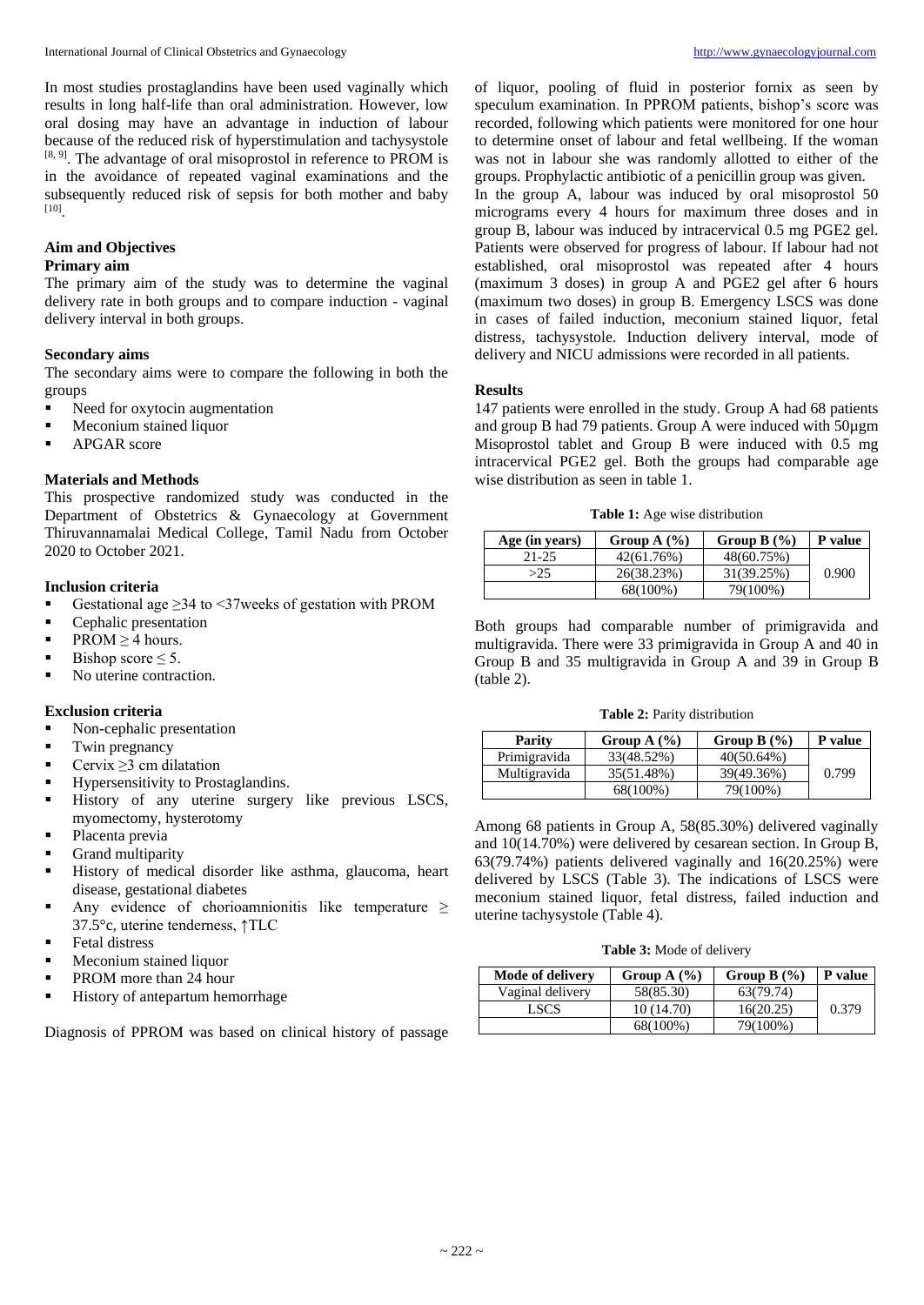In most studies prostaglandins have been used vaginally which results in long half-life than oral administration. However, low oral dosing may have an advantage in induction of labour because of the reduced risk of hyperstimulation and tachysystole [8, 9]. The advantage of oral misoprostol in reference to PROM is in the avoidance of repeated vaginal examinations and the subsequently reduced risk of sepsis for both mother and baby [10].

## Aim and Objectives

### Primary aim

The primary aim of the study was to determine the vaginal delivery rate in both groups and to compare induction - vaginal delivery interval in both groups.

### Secondary aims

The secondary aims were to compare the following in both the groups

- Need for oxytocin augmentation
- Meconium stained liquor
- APGAR score

## Materials and Methods

This prospective randomized study was conducted in the Department of Obstetrics & Gynaecology at Government Thiruvannamalai Medical College, Tamil Nadu from October 2020 to October 2021.

### Inclusion criteria

- Gestational age ≥34 to <37weeks of gestation with PROM
- Cephalic presentation
- PROM ≥ 4 hours.
- Bishop score ≤ 5.
- No uterine contraction.

### Exclusion criteria

- Non-cephalic presentation
- Twin pregnancy
- Cervix ≥3 cm dilatation
- Hypersensitivity to Prostaglandins.
- History of any uterine surgery like previous LSCS, myomectomy, hysterotomy
- Placenta previa
- Grand multiparity
- History of medical disorder like asthma, glaucoma, heart disease, gestational diabetes
- Any evidence of chorioamnionitis like temperature ≥ 37.5°c, uterine tenderness, ↑TLC
- Fetal distress
- Meconium stained liquor
- PROM more than 24 hour
- History of antepartum hemorrhage

Diagnosis of PPROM was based on clinical history of passage of liquor, pooling of fluid in posterior fornix as seen by speculum examination. In PPROM patients, bishop's score was recorded, following which patients were monitored for one hour to determine onset of labour and fetal wellbeing. If the woman was not in labour she was randomly allotted to either of the groups. Prophylactic antibiotic of a penicillin group was given.

In the group A, labour was induced by oral misoprostol 50 micrograms every 4 hours for maximum three doses and in group B, labour was induced by intracervical 0.5 mg PGE2 gel. Patients were observed for progress of labour. If labour had not established, oral misoprostol was repeated after 4 hours (maximum 3 doses) in group A and PGE2 gel after 6 hours (maximum two doses) in group B. Emergency LSCS was done in cases of failed induction, meconium stained liquor, fetal distress, tachysystole. Induction delivery interval, mode of delivery and NICU admissions were recorded in all patients.

## Results

147 patients were enrolled in the study. Group A had 68 patients and group B had 79 patients. Group A were induced with 50µgm Misoprostol tablet and Group B were induced with 0.5 mg intracervical PGE2 gel. Both the groups had comparable age wise distribution as seen in table 1.

**Table 1:** Age wise distribution

| Age (in years) | Group A (%) | Group B (%) | P value |
|---|---|---|---|
| 21-25 | 42(61.76%) | 48(60.75%) | |
| >25 | 26(38.23%) | 31(39.25%) | 0.900 |
| | 68(100%) | 79(100%) | |

Both groups had comparable number of primigravida and multigravida. There were 33 primigravida in Group A and 40 in Group B and 35 multigravida in Group A and 39 in Group B (table 2).

**Table 2:** Parity distribution

| Parity | Group A (%) | Group B (%) | P value |
|---|---|---|---|
| Primigravida | 33(48.52%) | 40(50.64%) | |
| Multigravida | 35(51.48%) | 39(49.36%) | 0.799 |
| | 68(100%) | 79(100%) | |

Among 68 patients in Group A, 58(85.30%) delivered vaginally and 10(14.70%) were delivered by cesarean section. In Group B, 63(79.74%) patients delivered vaginally and 16(20.25%) were delivered by LSCS (Table 3). The indications of LSCS were meconium stained liquor, fetal distress, failed induction and uterine tachysystole (Table 4).

**Table 3:** Mode of delivery

| Mode of delivery | Group A (%) | Group B (%) | P value |
|---|---|---|---|
| Vaginal delivery | 58(85.30) | 63(79.74) | |
| LSCS | 10 (14.70) | 16(20.25) | 0.379 |
| | 68(100%) | 79(100%) | |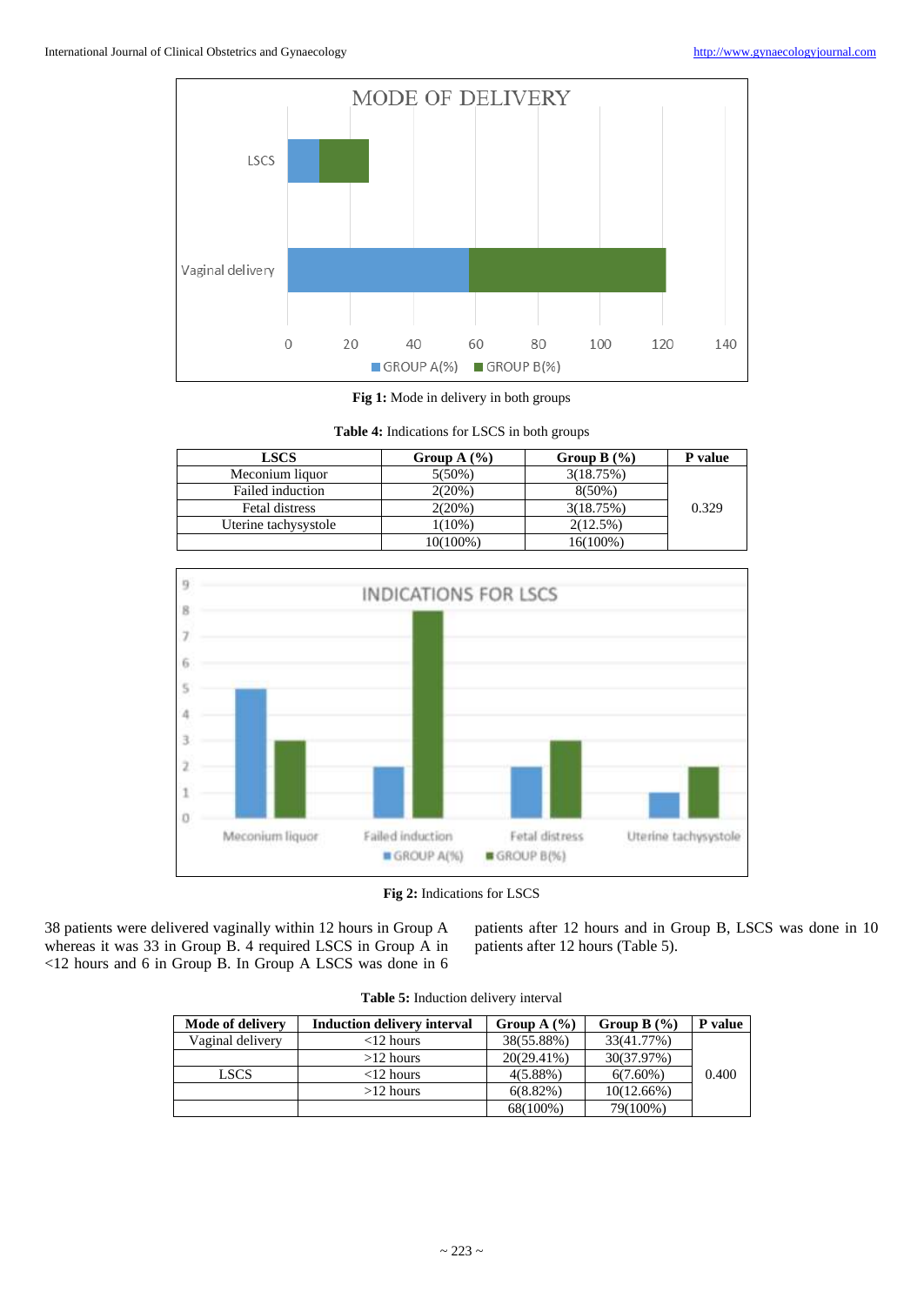MODE OF DELIVERY

LSCS

Vaginal delivery

0 20 40 60 80 100 120 140

GROUP A(%) GROUP B(%)

**Fig 1:** Mode in delivery in both groups

**Table 4:** Indications for LSCS in both groups

| LSCS | Group A (%) | Group B (%) | P value |
|---|---|---|---|
| Meconium liquor | 5(50%) | 3(18.75%) | 0.329 |
| Failed induction | 2(20%) | 8(50%) | |
| Fetal distress | 2(20%) | 3(18.75%) | |
| Uterine tachysystole | 1(10%) | 2(12.5%) | |
| | 10(100%) | 16(100%) | |

INDICATIONS FOR LSCS

0 1 2 3 4 5 6 7 8 9

Meconium liquor

Failed induction

Fetal distress

Uterine tachysystole

GROUP A(%) GROUP B(%)

**Fig 2:** Indications for LSCS

38 patients were delivered vaginally within 12 hours in Group A whereas it was 33 in Group B. 4 required LSCS in Group A in <12 hours and 6 in Group B. In Group A LSCS was done in 6 patients after 12 hours and in Group B, LSCS was done in 10 patients after 12 hours (Table 5).

**Table 5:** Induction delivery interval

| Mode of delivery | Induction delivery interval | Group A (%) | Group B (%) | P value |
|---|---|---|---|---|
| Vaginal delivery | <12 hours | 38(55.88%) | 33(41.77%) | 0.400 |
| | >12 hours | 20(29.41%) | 30(37.97%) | |
| LSCS | <12 hours | 4(5.88%) | 6(7.60%) | |
| | >12 hours | 6(8.82%) | 10(12.66%) | |
| | | 68(100%) | 79(100%) | |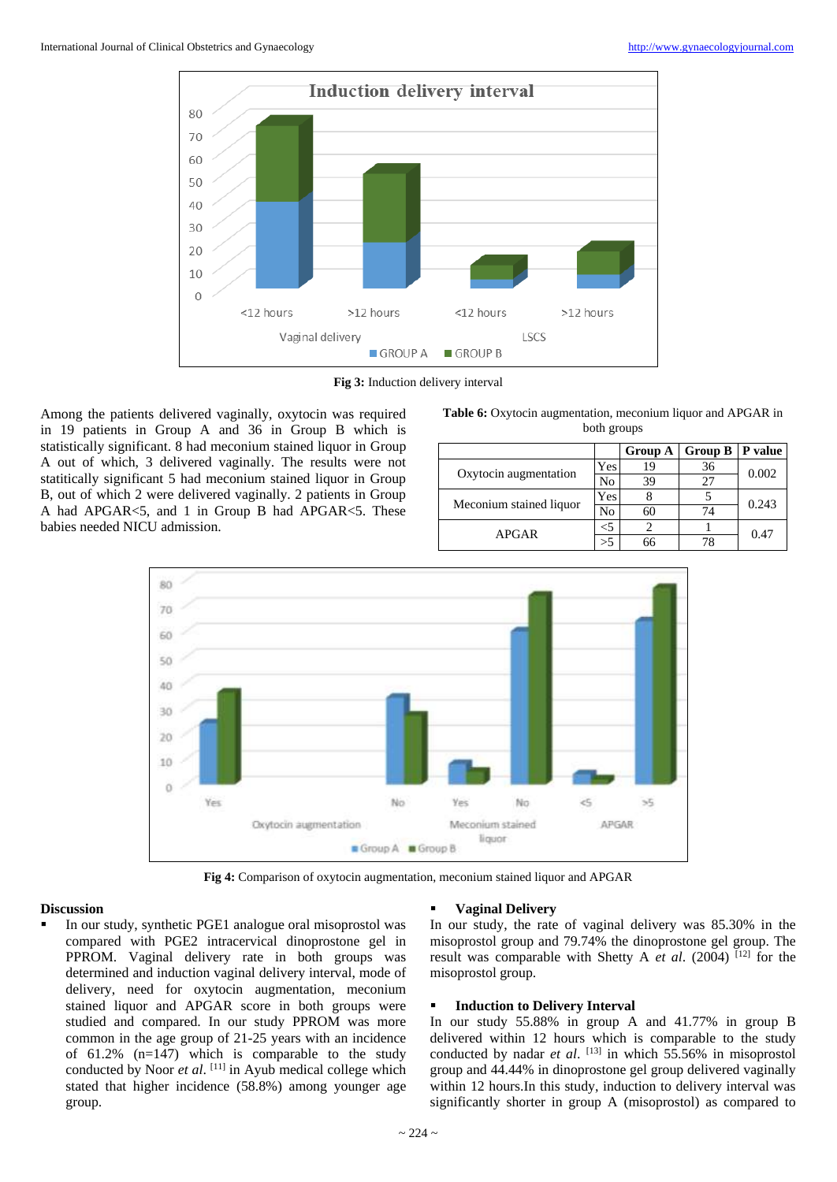Fig 3: Induction delivery interval

Among the patients delivered vaginally, oxytocin was required in 19 patients in Group A and 36 in Group B which is statistically significant. 8 had meconium stained liquor in Group A out of which, 3 delivered vaginally. The results were not statitically significant 5 had meconium stained liquor in Group B, out of which 2 were delivered vaginally. 2 patients in Group A had APGAR<5, and 1 in Group B had APGAR<5. These babies needed NICU admission.

**Table 6:** Oxytocin augmentation, meconium liquor and APGAR in both groups

| | | Group A | Group B | P value |
|---|---|---|---|---|
| Oxytocin augmentation | Yes | 19 | 36 | 0.002 |
| | No | 39 | 27 | |
| Meconium stained liquor | Yes | 8 | 5 | 0.243 |
| | No | 60 | 74 | |
| APGAR | <5 | 2 | 1 | 0.47 |
| | >5 | 66 | 78 | |

**Fig 4:** Comparison of oxytocin augmentation, meconium stained liquor and APGAR

## Discussion

- In our study, synthetic PGE1 analogue oral misoprostol was compared with PGE2 intracervical dinoprostone gel in PPROM. Vaginal delivery rate in both groups was determined and induction vaginal delivery interval, mode of delivery, need for oxytocin augmentation, meconium stained liquor and APGAR score in both groups were studied and compared. In our study PPROM was more common in the age group of 21-25 years with an incidence of 61.2% (n=147) which is comparable to the study conducted by Noor *et al.* [11] in Ayub medical college which stated that higher incidence (58.8%) among younger age group.

- **Vaginal Delivery**

In our study, the rate of vaginal delivery was 85.30% in the misoprostol group and 79.74% the dinoprostone gel group. The result was comparable with Shetty A *et al.* (2004) [12] for the misoprostol group.

- **Induction to Delivery Interval**

In our study 55.88% in group A and 41.77% in group B delivered within 12 hours which is comparable to the study conducted by nadar *et al.* [13] in which 55.56% in misoprostol group and 44.44% in dinoprostone gel group delivered vaginally within 12 hours.In this study, induction to delivery interval was significantly shorter in group A (misoprostol) as compared to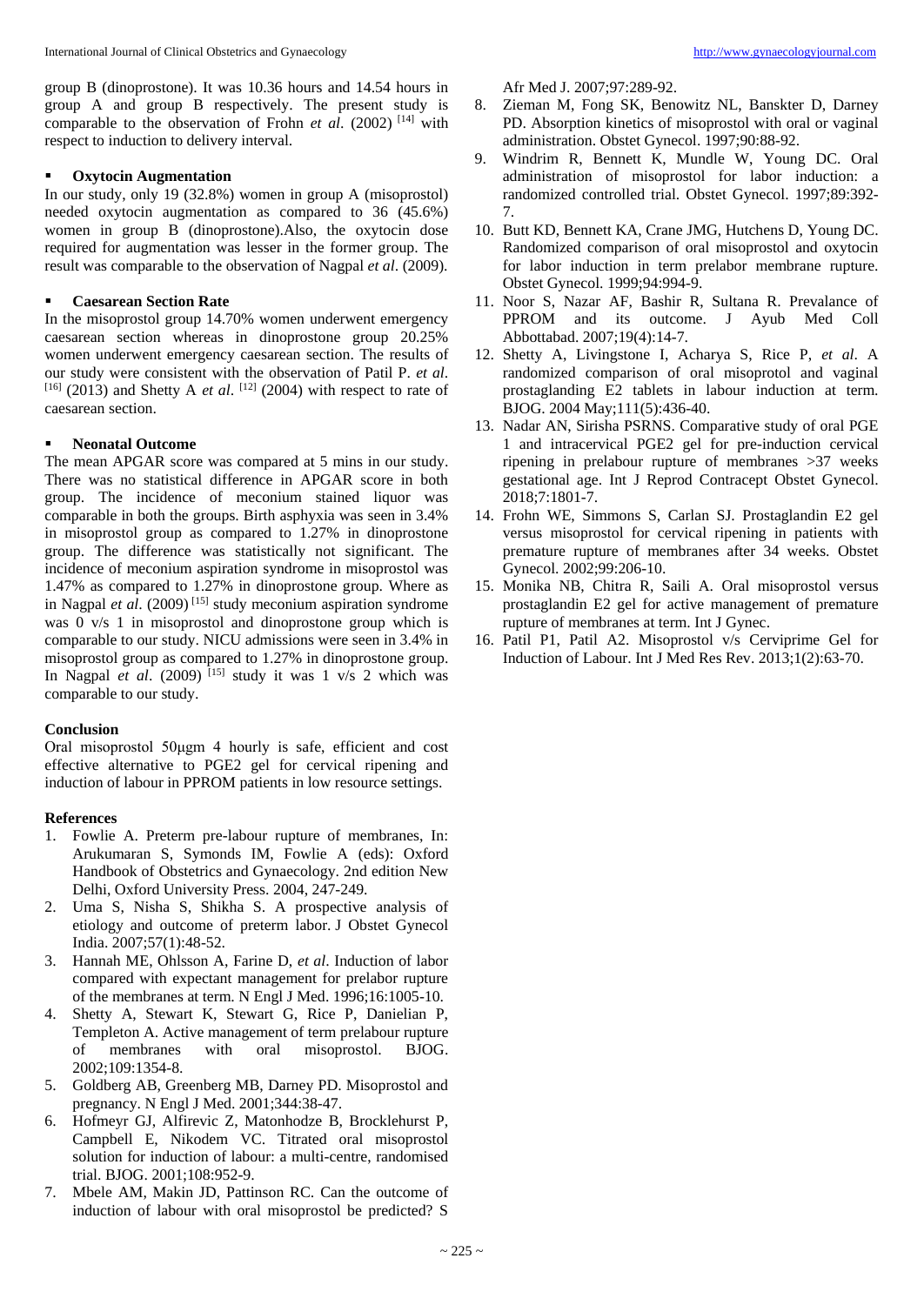group B (dinoprostone). It was 10.36 hours and 14.54 hours in group A and group B respectively. The present study is comparable to the observation of Frohn *et al*. (2002) [14] with respect to induction to delivery interval.

- **Oxytocin Augmentation**

In our study, only 19 (32.8%) women in group A (misoprostol) needed oxytocin augmentation as compared to 36 (45.6%) women in group B (dinoprostone).Also, the oxytocin dose required for augmentation was lesser in the former group. The result was comparable to the observation of Nagpal *et al*. (2009).

- **Caesarean Section Rate**

In the misoprostol group 14.70% women underwent emergency caesarean section whereas in dinoprostone group 20.25% women underwent emergency caesarean section. The results of our study were consistent with the observation of Patil P. *et al*. [16] (2013) and Shetty A *et al*. [12] (2004) with respect to rate of caesarean section.

- **Neonatal Outcome**

The mean APGAR score was compared at 5 mins in our study. There was no statistical difference in APGAR score in both group. The incidence of meconium stained liquor was comparable in both the groups. Birth asphyxia was seen in 3.4% in misoprostol group as compared to 1.27% in dinoprostone group. The difference was statistically not significant. The incidence of meconium aspiration syndrome in misoprostol was 1.47% as compared to 1.27% in dinoprostone group. Where as in Nagpal *et al*. (2009) [15] study meconium aspiration syndrome was 0 v/s 1 in misoprostol and dinoprostone group which is comparable to our study. NICU admissions were seen in 3.4% in misoprostol group as compared to 1.27% in dinoprostone group. In Nagpal *et al*. (2009) [15] study it was 1 v/s 2 which was comparable to our study.

**Conclusion**

Oral misoprostol 50μgm 4 hourly is safe, efficient and cost effective alternative to PGE2 gel for cervical ripening and induction of labour in PPROM patients in low resource settings.

**References**

1. Fowlie A. Preterm pre-labour rupture of membranes, In: Arukumaran S, Symonds IM, Fowlie A (eds): Oxford Handbook of Obstetrics and Gynaecology. 2nd edition New Delhi, Oxford University Press. 2004, 247-249.
2. Uma S, Nisha S, Shikha S. A prospective analysis of etiology and outcome of preterm labor. J Obstet Gynecol India. 2007;57(1):48-52.
3. Hannah ME, Ohlsson A, Farine D, *et al*. Induction of labor compared with expectant management for prelabor rupture of the membranes at term. N Engl J Med. 1996;16:1005-10.
4. Shetty A, Stewart K, Stewart G, Rice P, Danielian P, Templeton A. Active management of term prelabour rupture of membranes with oral misoprostol. BJOG. 2002;109:1354-8.
5. Goldberg AB, Greenberg MB, Darney PD. Misoprostol and pregnancy. N Engl J Med. 2001;344:38-47.
6. Hofmeyr GJ, Alfirevic Z, Matonhodze B, Brocklehurst P, Campbell E, Nikodem VC. Titrated oral misoprostol solution for induction of labour: a multi-centre, randomised trial. BJOG. 2001;108:952-9.
7. Mbele AM, Makin JD, Pattinson RC. Can the outcome of induction of labour with oral misoprostol be predicted? S Afr Med J. 2007;97:289-92.
8. Zieman M, Fong SK, Benowitz NL, Banskter D, Darney PD. Absorption kinetics of misoprostol with oral or vaginal administration. Obstet Gynecol. 1997;90:88-92.
9. Windrim R, Bennett K, Mundle W, Young DC. Oral administration of misoprostol for labor induction: a randomized controlled trial. Obstet Gynecol. 1997;89:392-7.
10. Butt KD, Bennett KA, Crane JMG, Hutchens D, Young DC. Randomized comparison of oral misoprostol and oxytocin for labor induction in term prelabor membrane rupture. Obstet Gynecol. 1999;94:994-9.
11. Noor S, Nazar AF, Bashir R, Sultana R. Prevalance of PPROM and its outcome. J Ayub Med Coll Abbottabad. 2007;19(4):14-7.
12. Shetty A, Livingstone I, Acharya S, Rice P, *et al*. A randomized comparison of oral misoprotol and vaginal prostaglanding E2 tablets in labour induction at term. BJOG. 2004 May;111(5):436-40.
13. Nadar AN, Sirisha PSRNS. Comparative study of oral PGE 1 and intracervical PGE2 gel for pre-induction cervical ripening in prelabour rupture of membranes >37 weeks gestational age. Int J Reprod Contracept Obstet Gynecol. 2018;7:1801-7.
14. Frohn WE, Simmons S, Carlan SJ. Prostaglandin E2 gel versus misoprostol for cervical ripening in patients with premature rupture of membranes after 34 weeks. Obstet Gynecol. 2002;99:206-10.
15. Monika NB, Chitra R, Saili A. Oral misoprostol versus prostaglandin E2 gel for active management of premature rupture of membranes at term. Int J Gynec.
16. Patil P1, Patil A2. Misoprostol v/s Cerviprime Gel for Induction of Labour. Int J Med Res Rev. 2013;1(2):63-70.